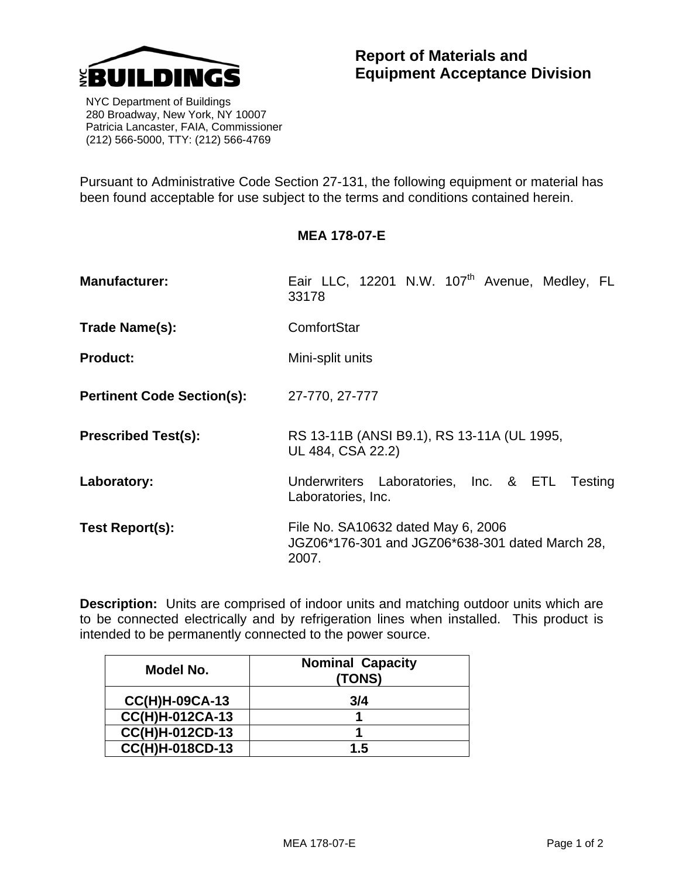NYC BUILDINGS

NYC Department of Buildings
280 Broadway, New York, NY 10007
Patricia Lancaster, FAIA, Commissioner
(212) 566-5000, TTY: (212) 566-4769

# Report of Materials and Equipment Acceptance Division

Pursuant to Administrative Code Section 27-131, the following equipment or material has been found acceptable for use subject to the terms and conditions contained herein.

## MEA 178-07-E

**Manufacturer:** Eair LLC, 12201 N.W. 107th Avenue, Medley, FL 33178

**Trade Name(s):** ComfortStar

**Product:** Mini-split units

**Pertinent Code Section(s):** 27-770, 27-777

**Prescribed Test(s):** RS 13-11B (ANSI B9.1), RS 13-11A (UL 1995, UL 484, CSA 22.2)

**Laboratory:** Underwriters Laboratories, Inc. & ETL Testing Laboratories, Inc.

**Test Report(s):** File No. SA10632 dated May 6, 2006
JGZ06*176-301 and JGZ06*638-301 dated March 28, 2007.

**Description:** Units are comprised of indoor units and matching outdoor units which are to be connected electrically and by refrigeration lines when installed. This product is intended to be permanently connected to the power source.

| Model No. | Nominal Capacity (TONS) |
|---|---|
| CC(H)H-09CA-13 | 3/4 |
| CC(H)H-012CA-13 | 1 |
| CC(H)H-012CD-13 | 1 |
| CC(H)H-018CD-13 | 1.5 |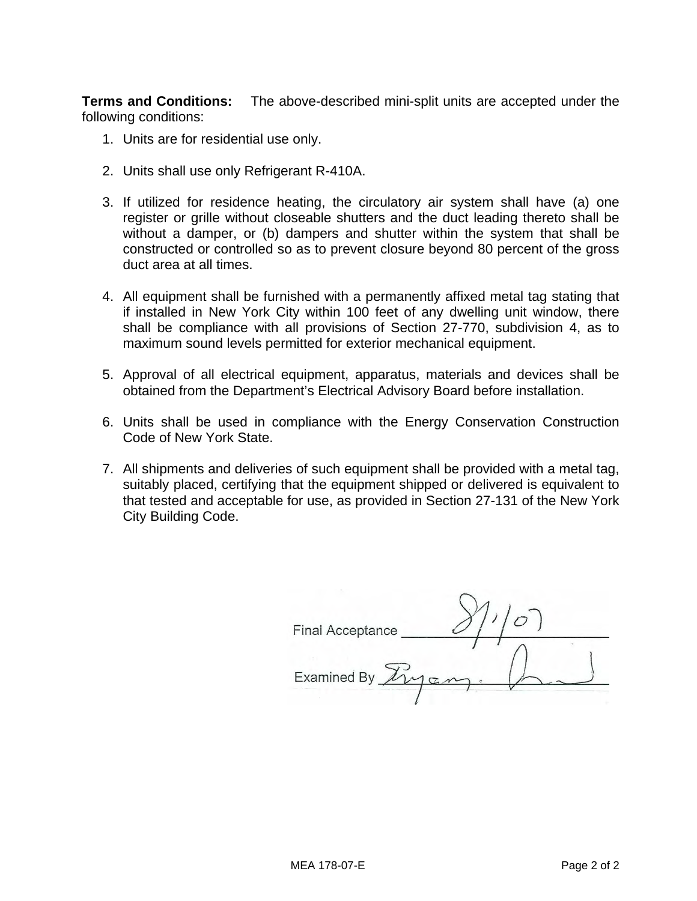**Terms and Conditions:** The above-described mini-split units are accepted under the following conditions:

1. Units are for residential use only.
2. Units shall use only Refrigerant R-410A.
3. If utilized for residence heating, the circulatory air system shall have (a) one register or grille without closeable shutters and the duct leading thereto shall be without a damper, or (b) dampers and shutter within the system that shall be constructed or controlled so as to prevent closure beyond 80 percent of the gross duct area at all times.
4. All equipment shall be furnished with a permanently affixed metal tag stating that if installed in New York City within 100 feet of any dwelling unit window, there shall be compliance with all provisions of Section 27-770, subdivision 4, as to maximum sound levels permitted for exterior mechanical equipment.
5. Approval of all electrical equipment, apparatus, materials and devices shall be obtained from the Department's Electrical Advisory Board before installation.
6. Units shall be used in compliance with the Energy Conservation Construction Code of New York State.
7. All shipments and deliveries of such equipment shall be provided with a metal tag, suitably placed, certifying that the equipment shipped or delivered is equivalent to that tested and acceptable for use, as provided in Section 27-131 of the New York City Building Code.

Final Acceptance 8/1/07

Examined By [signature]

MEA 178-07-E